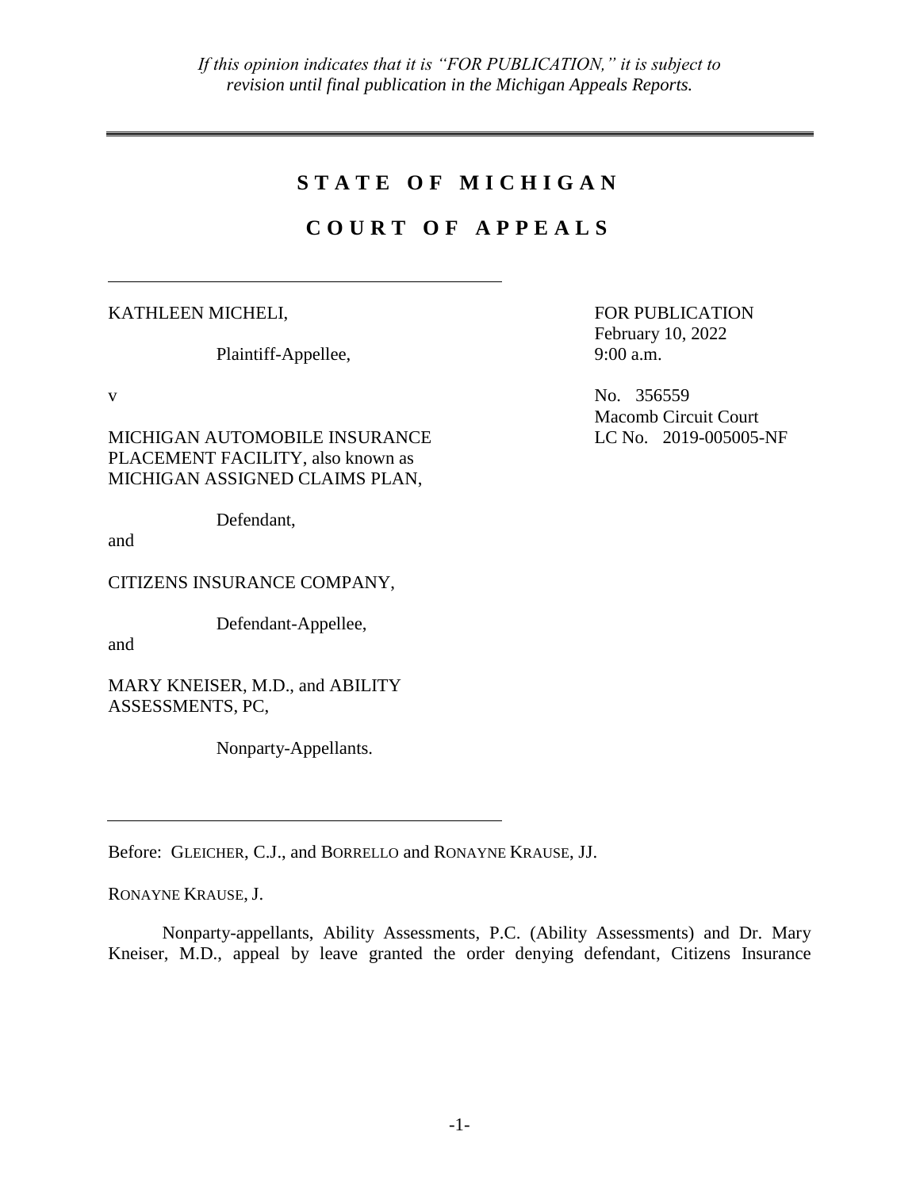*If this opinion indicates that it is "FOR PUBLICATION," it is subject to revision until final publication in the Michigan Appeals Reports.*

---

# STATE OF MICHIGAN

# COURT OF APPEALS

---

KATHLEEN MICHELI,

Plaintiff-Appellee,

v

MICHIGAN AUTOMOBILE INSURANCE PLACEMENT FACILITY, also known as MICHIGAN ASSIGNED CLAIMS PLAN,

Defendant,

and

CITIZENS INSURANCE COMPANY,

Defendant-Appellee,

and

MARY KNEISER, M.D., and ABILITY ASSESSMENTS, PC,

Nonparty-Appellants.

FOR PUBLICATION
February 10, 2022
9:00 a.m.

No. 356559
Macomb Circuit Court
LC No. 2019-005005-NF

---

Before: GLEICHER, C.J., and BORRELLO and RONAYNE KRAUSE, JJ.

RONAYNE KRAUSE, J.

Nonparty-appellants, Ability Assessments, P.C. (Ability Assessments) and Dr. Mary Kneiser, M.D., appeal by leave granted the order denying defendant, Citizens Insurance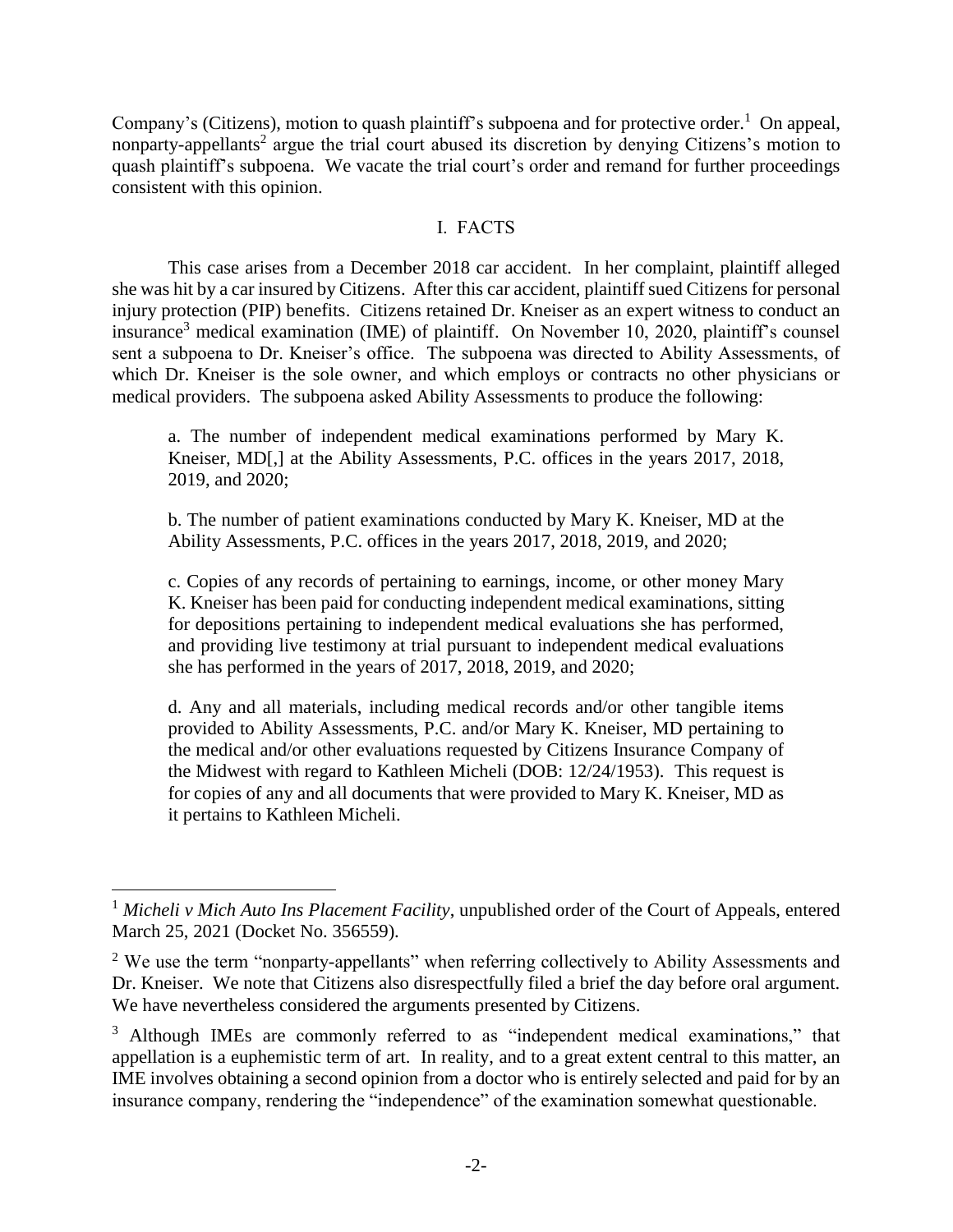Company's (Citizens), motion to quash plaintiff's subpoena and for protective order.[1] On appeal, nonparty-appellants[2] argue the trial court abused its discretion by denying Citizens's motion to quash plaintiff's subpoena. We vacate the trial court's order and remand for further proceedings consistent with this opinion.

## I. FACTS

This case arises from a December 2018 car accident. In her complaint, plaintiff alleged she was hit by a car insured by Citizens. After this car accident, plaintiff sued Citizens for personal injury protection (PIP) benefits. Citizens retained Dr. Kneiser as an expert witness to conduct an insurance[3] medical examination (IME) of plaintiff. On November 10, 2020, plaintiff's counsel sent a subpoena to Dr. Kneiser's office. The subpoena was directed to Ability Assessments, of which Dr. Kneiser is the sole owner, and which employs or contracts no other physicians or medical providers. The subpoena asked Ability Assessments to produce the following:

> a. The number of independent medical examinations performed by Mary K. Kneiser, MD[,] at the Ability Assessments, P.C. offices in the years 2017, 2018, 2019, and 2020;
>
> b. The number of patient examinations conducted by Mary K. Kneiser, MD at the Ability Assessments, P.C. offices in the years 2017, 2018, 2019, and 2020;
>
> c. Copies of any records of pertaining to earnings, income, or other money Mary K. Kneiser has been paid for conducting independent medical examinations, sitting for depositions pertaining to independent medical evaluations she has performed, and providing live testimony at trial pursuant to independent medical evaluations she has performed in the years of 2017, 2018, 2019, and 2020;
>
> d. Any and all materials, including medical records and/or other tangible items provided to Ability Assessments, P.C. and/or Mary K. Kneiser, MD pertaining to the medical and/or other evaluations requested by Citizens Insurance Company of the Midwest with regard to Kathleen Micheli (DOB: 12/24/1953). This request is for copies of any and all documents that were provided to Mary K. Kneiser, MD as it pertains to Kathleen Micheli.

---

[1] *Micheli v Mich Auto Ins Placement Facility*, unpublished order of the Court of Appeals, entered March 25, 2021 (Docket No. 356559).

[2] We use the term "nonparty-appellants" when referring collectively to Ability Assessments and Dr. Kneiser. We note that Citizens also disrespectfully filed a brief the day before oral argument. We have nevertheless considered the arguments presented by Citizens.

[3] Although IMEs are commonly referred to as "independent medical examinations," that appellation is a euphemistic term of art. In reality, and to a great extent central to this matter, an IME involves obtaining a second opinion from a doctor who is entirely selected and paid for by an insurance company, rendering the "independence" of the examination somewhat questionable.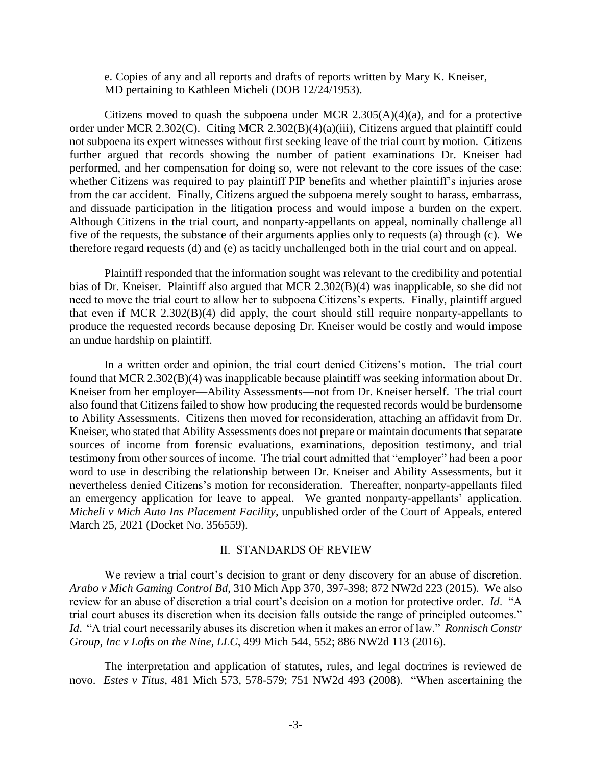e. Copies of any and all reports and drafts of reports written by Mary K. Kneiser, MD pertaining to Kathleen Micheli (DOB 12/24/1953).

Citizens moved to quash the subpoena under MCR 2.305(A)(4)(a), and for a protective order under MCR 2.302(C). Citing MCR 2.302(B)(4)(a)(iii), Citizens argued that plaintiff could not subpoena its expert witnesses without first seeking leave of the trial court by motion. Citizens further argued that records showing the number of patient examinations Dr. Kneiser had performed, and her compensation for doing so, were not relevant to the core issues of the case: whether Citizens was required to pay plaintiff PIP benefits and whether plaintiff's injuries arose from the car accident. Finally, Citizens argued the subpoena merely sought to harass, embarrass, and dissuade participation in the litigation process and would impose a burden on the expert. Although Citizens in the trial court, and nonparty-appellants on appeal, nominally challenge all five of the requests, the substance of their arguments applies only to requests (a) through (c). We therefore regard requests (d) and (e) as tacitly unchallenged both in the trial court and on appeal.

Plaintiff responded that the information sought was relevant to the credibility and potential bias of Dr. Kneiser. Plaintiff also argued that MCR 2.302(B)(4) was inapplicable, so she did not need to move the trial court to allow her to subpoena Citizens's experts. Finally, plaintiff argued that even if MCR 2.302(B)(4) did apply, the court should still require nonparty-appellants to produce the requested records because deposing Dr. Kneiser would be costly and would impose an undue hardship on plaintiff.

In a written order and opinion, the trial court denied Citizens's motion. The trial court found that MCR 2.302(B)(4) was inapplicable because plaintiff was seeking information about Dr. Kneiser from her employer—Ability Assessments—not from Dr. Kneiser herself. The trial court also found that Citizens failed to show how producing the requested records would be burdensome to Ability Assessments. Citizens then moved for reconsideration, attaching an affidavit from Dr. Kneiser, who stated that Ability Assessments does not prepare or maintain documents that separate sources of income from forensic evaluations, examinations, deposition testimony, and trial testimony from other sources of income. The trial court admitted that "employer" had been a poor word to use in describing the relationship between Dr. Kneiser and Ability Assessments, but it nevertheless denied Citizens's motion for reconsideration. Thereafter, nonparty-appellants filed an emergency application for leave to appeal. We granted nonparty-appellants' application. *Micheli v Mich Auto Ins Placement Facility*, unpublished order of the Court of Appeals, entered March 25, 2021 (Docket No. 356559).

## II. STANDARDS OF REVIEW

We review a trial court's decision to grant or deny discovery for an abuse of discretion. *Arabo v Mich Gaming Control Bd*, 310 Mich App 370, 397-398; 872 NW2d 223 (2015). We also review for an abuse of discretion a trial court's decision on a motion for protective order. *Id*. "A trial court abuses its discretion when its decision falls outside the range of principled outcomes." *Id*. "A trial court necessarily abuses its discretion when it makes an error of law." *Ronnisch Constr Group, Inc v Lofts on the Nine, LLC*, 499 Mich 544, 552; 886 NW2d 113 (2016).

The interpretation and application of statutes, rules, and legal doctrines is reviewed de novo. *Estes v Titus*, 481 Mich 573, 578-579; 751 NW2d 493 (2008). "When ascertaining the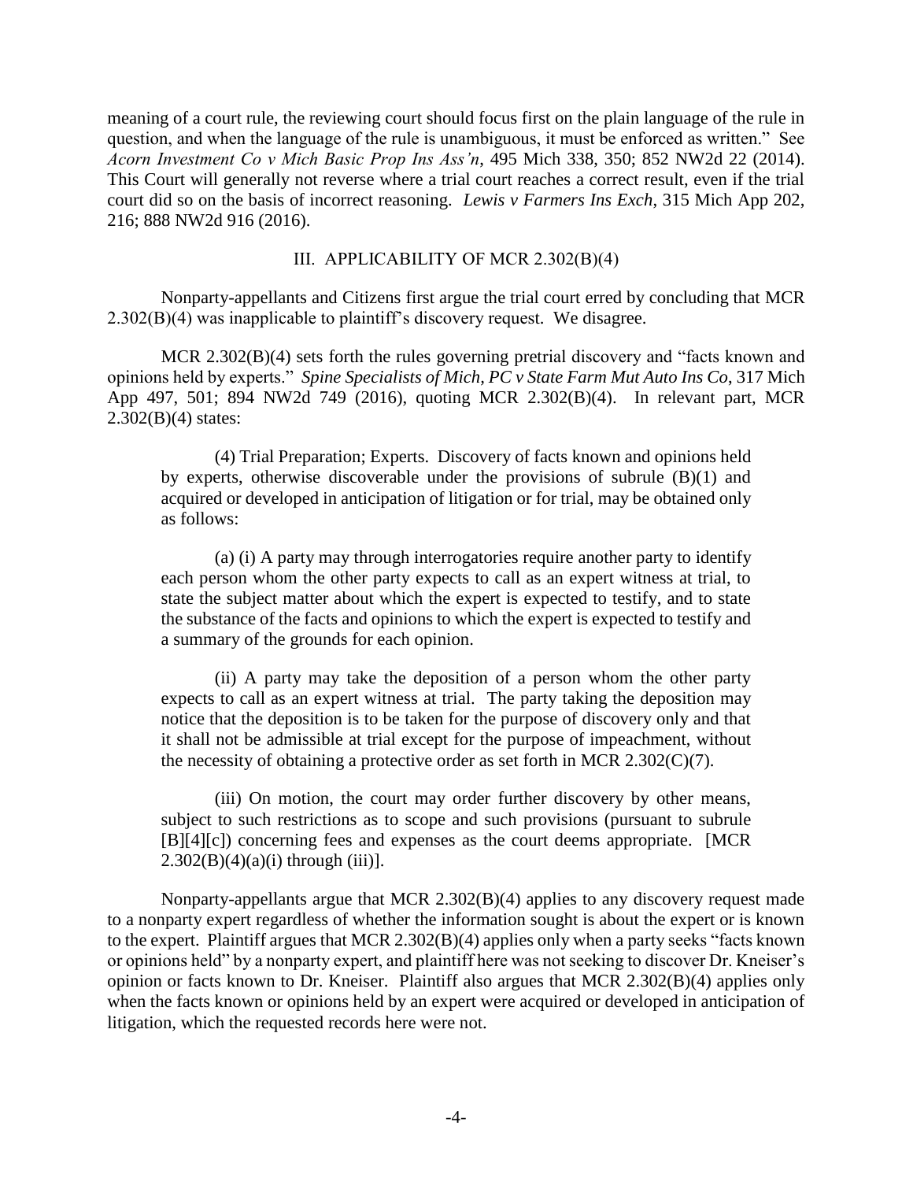meaning of a court rule, the reviewing court should focus first on the plain language of the rule in question, and when the language of the rule is unambiguous, it must be enforced as written." See *Acorn Investment Co v Mich Basic Prop Ins Ass'n*, 495 Mich 338, 350; 852 NW2d 22 (2014). This Court will generally not reverse where a trial court reaches a correct result, even if the trial court did so on the basis of incorrect reasoning. *Lewis v Farmers Ins Exch*, 315 Mich App 202, 216; 888 NW2d 916 (2016).

## III. APPLICABILITY OF MCR 2.302(B)(4)

Nonparty-appellants and Citizens first argue the trial court erred by concluding that MCR 2.302(B)(4) was inapplicable to plaintiff's discovery request. We disagree.

MCR 2.302(B)(4) sets forth the rules governing pretrial discovery and "facts known and opinions held by experts." *Spine Specialists of Mich, PC v State Farm Mut Auto Ins Co*, 317 Mich App 497, 501; 894 NW2d 749 (2016), quoting MCR 2.302(B)(4). In relevant part, MCR 2.302(B)(4) states:

> (4) Trial Preparation; Experts. Discovery of facts known and opinions held by experts, otherwise discoverable under the provisions of subrule (B)(1) and acquired or developed in anticipation of litigation or for trial, may be obtained only as follows:
>
> (a) (i) A party may through interrogatories require another party to identify each person whom the other party expects to call as an expert witness at trial, to state the subject matter about which the expert is expected to testify, and to state the substance of the facts and opinions to which the expert is expected to testify and a summary of the grounds for each opinion.
>
> (ii) A party may take the deposition of a person whom the other party expects to call as an expert witness at trial. The party taking the deposition may notice that the deposition is to be taken for the purpose of discovery only and that it shall not be admissible at trial except for the purpose of impeachment, without the necessity of obtaining a protective order as set forth in MCR 2.302(C)(7).
>
> (iii) On motion, the court may order further discovery by other means, subject to such restrictions as to scope and such provisions (pursuant to subrule [B][4][c]) concerning fees and expenses as the court deems appropriate. [MCR 2.302(B)(4)(a)(i) through (iii)].

Nonparty-appellants argue that MCR 2.302(B)(4) applies to any discovery request made to a nonparty expert regardless of whether the information sought is about the expert or is known to the expert. Plaintiff argues that MCR 2.302(B)(4) applies only when a party seeks "facts known or opinions held" by a nonparty expert, and plaintiff here was not seeking to discover Dr. Kneiser's opinion or facts known to Dr. Kneiser. Plaintiff also argues that MCR 2.302(B)(4) applies only when the facts known or opinions held by an expert were acquired or developed in anticipation of litigation, which the requested records here were not.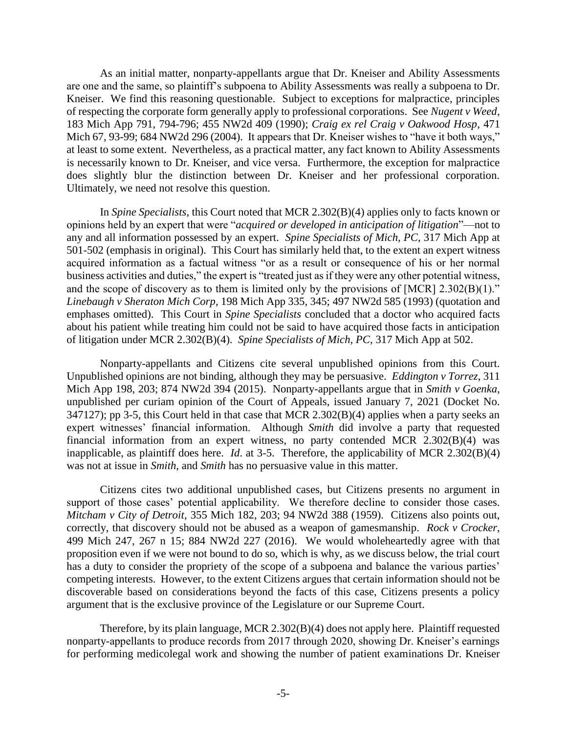As an initial matter, nonparty-appellants argue that Dr. Kneiser and Ability Assessments are one and the same, so plaintiff's subpoena to Ability Assessments was really a subpoena to Dr. Kneiser. We find this reasoning questionable. Subject to exceptions for malpractice, principles of respecting the corporate form generally apply to professional corporations. See *Nugent v Weed*, 183 Mich App 791, 794-796; 455 NW2d 409 (1990); *Craig ex rel Craig v Oakwood Hosp*, 471 Mich 67, 93-99; 684 NW2d 296 (2004). It appears that Dr. Kneiser wishes to "have it both ways," at least to some extent. Nevertheless, as a practical matter, any fact known to Ability Assessments is necessarily known to Dr. Kneiser, and vice versa. Furthermore, the exception for malpractice does slightly blur the distinction between Dr. Kneiser and her professional corporation. Ultimately, we need not resolve this question.

In *Spine Specialists*, this Court noted that MCR 2.302(B)(4) applies only to facts known or opinions held by an expert that were "*acquired or developed in anticipation of litigation*"—not to any and all information possessed by an expert. *Spine Specialists of Mich, PC*, 317 Mich App at 501-502 (emphasis in original). This Court has similarly held that, to the extent an expert witness acquired information as a factual witness "or as a result or consequence of his or her normal business activities and duties," the expert is "treated just as if they were any other potential witness, and the scope of discovery as to them is limited only by the provisions of [MCR] 2.302(B)(1)." *Linebaugh v Sheraton Mich Corp*, 198 Mich App 335, 345; 497 NW2d 585 (1993) (quotation and emphases omitted). This Court in *Spine Specialists* concluded that a doctor who acquired facts about his patient while treating him could not be said to have acquired those facts in anticipation of litigation under MCR 2.302(B)(4). *Spine Specialists of Mich, PC*, 317 Mich App at 502.

Nonparty-appellants and Citizens cite several unpublished opinions from this Court. Unpublished opinions are not binding, although they may be persuasive. *Eddington v Torrez*, 311 Mich App 198, 203; 874 NW2d 394 (2015). Nonparty-appellants argue that in *Smith v Goenka*, unpublished per curiam opinion of the Court of Appeals, issued January 7, 2021 (Docket No. 347127); pp 3-5, this Court held in that case that MCR 2.302(B)(4) applies when a party seeks an expert witnesses' financial information. Although *Smith* did involve a party that requested financial information from an expert witness, no party contended MCR 2.302(B)(4) was inapplicable, as plaintiff does here. *Id*. at 3-5. Therefore, the applicability of MCR 2.302(B)(4) was not at issue in *Smith*, and *Smith* has no persuasive value in this matter.

Citizens cites two additional unpublished cases, but Citizens presents no argument in support of those cases' potential applicability. We therefore decline to consider those cases. *Mitcham v City of Detroit*, 355 Mich 182, 203; 94 NW2d 388 (1959). Citizens also points out, correctly, that discovery should not be abused as a weapon of gamesmanship. *Rock v Crocker*, 499 Mich 247, 267 n 15; 884 NW2d 227 (2016). We would wholeheartedly agree with that proposition even if we were not bound to do so, which is why, as we discuss below, the trial court has a duty to consider the propriety of the scope of a subpoena and balance the various parties' competing interests. However, to the extent Citizens argues that certain information should not be discoverable based on considerations beyond the facts of this case, Citizens presents a policy argument that is the exclusive province of the Legislature or our Supreme Court.

Therefore, by its plain language, MCR 2.302(B)(4) does not apply here. Plaintiff requested nonparty-appellants to produce records from 2017 through 2020, showing Dr. Kneiser's earnings for performing medicolegal work and showing the number of patient examinations Dr. Kneiser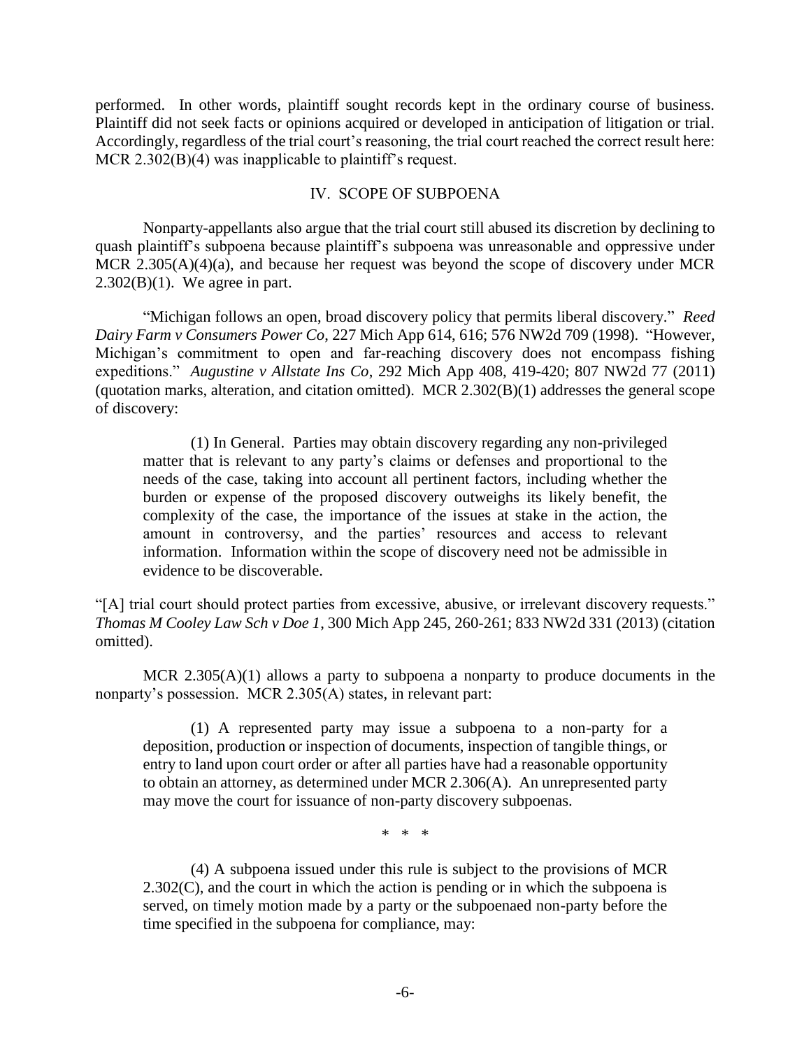performed. In other words, plaintiff sought records kept in the ordinary course of business. Plaintiff did not seek facts or opinions acquired or developed in anticipation of litigation or trial. Accordingly, regardless of the trial court's reasoning, the trial court reached the correct result here: MCR 2.302(B)(4) was inapplicable to plaintiff's request.

## IV. SCOPE OF SUBPOENA

Nonparty-appellants also argue that the trial court still abused its discretion by declining to quash plaintiff's subpoena because plaintiff's subpoena was unreasonable and oppressive under MCR 2.305(A)(4)(a), and because her request was beyond the scope of discovery under MCR 2.302(B)(1). We agree in part.

"Michigan follows an open, broad discovery policy that permits liberal discovery." *Reed Dairy Farm v Consumers Power Co*, 227 Mich App 614, 616; 576 NW2d 709 (1998). "However, Michigan's commitment to open and far-reaching discovery does not encompass fishing expeditions." *Augustine v Allstate Ins Co*, 292 Mich App 408, 419-420; 807 NW2d 77 (2011) (quotation marks, alteration, and citation omitted). MCR 2.302(B)(1) addresses the general scope of discovery:

> (1) In General. Parties may obtain discovery regarding any non-privileged matter that is relevant to any party's claims or defenses and proportional to the needs of the case, taking into account all pertinent factors, including whether the burden or expense of the proposed discovery outweighs its likely benefit, the complexity of the case, the importance of the issues at stake in the action, the amount in controversy, and the parties' resources and access to relevant information. Information within the scope of discovery need not be admissible in evidence to be discoverable.

"[A] trial court should protect parties from excessive, abusive, or irrelevant discovery requests." *Thomas M Cooley Law Sch v Doe 1*, 300 Mich App 245, 260-261; 833 NW2d 331 (2013) (citation omitted).

MCR 2.305(A)(1) allows a party to subpoena a nonparty to produce documents in the nonparty's possession. MCR 2.305(A) states, in relevant part:

> (1) A represented party may issue a subpoena to a non-party for a deposition, production or inspection of documents, inspection of tangible things, or entry to land upon court order or after all parties have had a reasonable opportunity to obtain an attorney, as determined under MCR 2.306(A). An unrepresented party may move the court for issuance of non-party discovery subpoenas.
>
> \* \* \*
>
> (4) A subpoena issued under this rule is subject to the provisions of MCR 2.302(C), and the court in which the action is pending or in which the subpoena is served, on timely motion made by a party or the subpoenaed non-party before the time specified in the subpoena for compliance, may: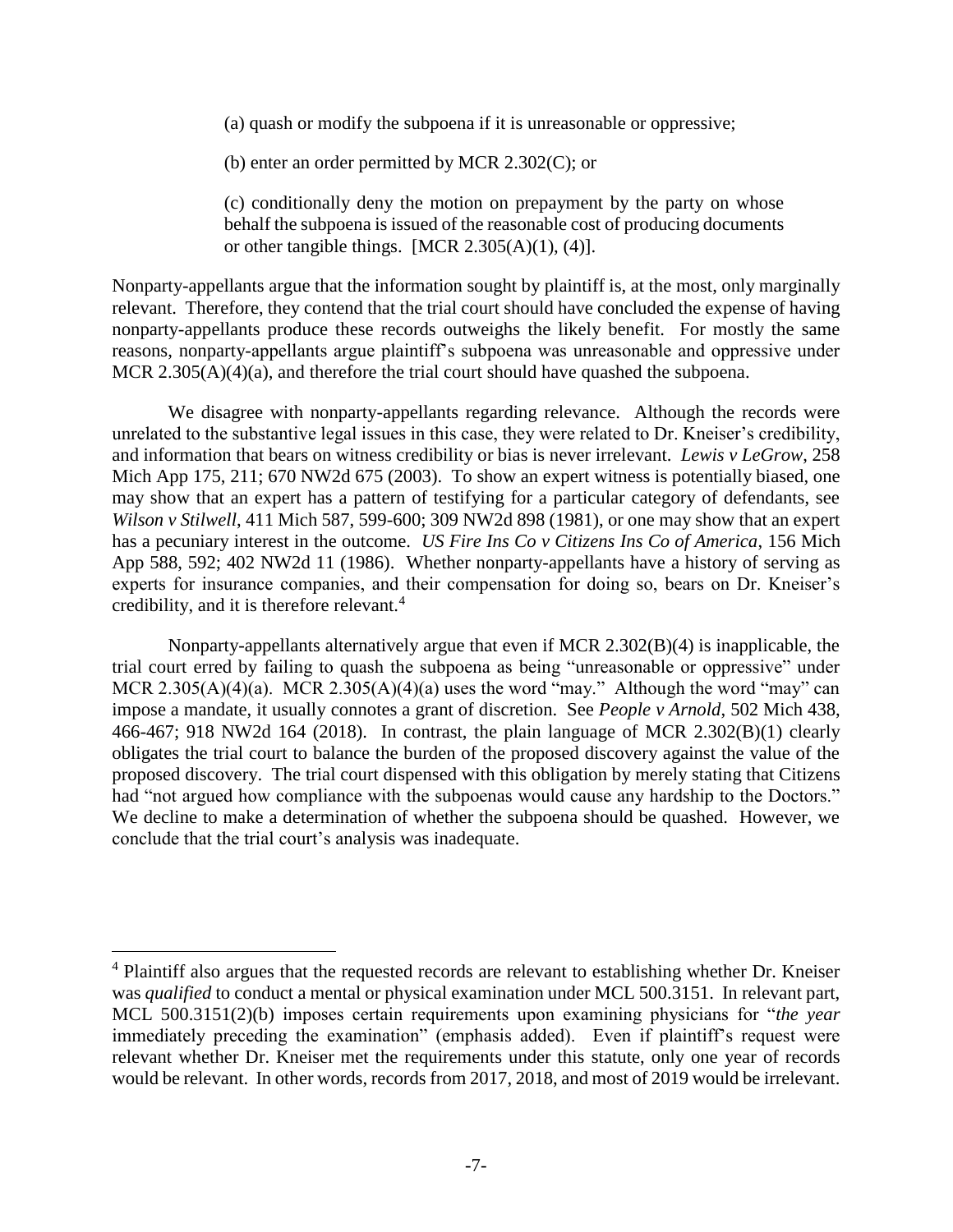> (a) quash or modify the subpoena if it is unreasonable or oppressive;
>
> (b) enter an order permitted by MCR 2.302(C); or
>
> (c) conditionally deny the motion on prepayment by the party on whose behalf the subpoena is issued of the reasonable cost of producing documents or other tangible things. [MCR 2.305(A)(1), (4)].

Nonparty-appellants argue that the information sought by plaintiff is, at the most, only marginally relevant. Therefore, they contend that the trial court should have concluded the expense of having nonparty-appellants produce these records outweighs the likely benefit. For mostly the same reasons, nonparty-appellants argue plaintiff's subpoena was unreasonable and oppressive under MCR 2.305(A)(4)(a), and therefore the trial court should have quashed the subpoena.

We disagree with nonparty-appellants regarding relevance. Although the records were unrelated to the substantive legal issues in this case, they were related to Dr. Kneiser's credibility, and information that bears on witness credibility or bias is never irrelevant. *Lewis v LeGrow*, 258 Mich App 175, 211; 670 NW2d 675 (2003). To show an expert witness is potentially biased, one may show that an expert has a pattern of testifying for a particular category of defendants, see *Wilson v Stilwell*, 411 Mich 587, 599-600; 309 NW2d 898 (1981), or one may show that an expert has a pecuniary interest in the outcome. *US Fire Ins Co v Citizens Ins Co of America*, 156 Mich App 588, 592; 402 NW2d 11 (1986). Whether nonparty-appellants have a history of serving as experts for insurance companies, and their compensation for doing so, bears on Dr. Kneiser's credibility, and it is therefore relevant.[4]

Nonparty-appellants alternatively argue that even if MCR 2.302(B)(4) is inapplicable, the trial court erred by failing to quash the subpoena as being "unreasonable or oppressive" under MCR 2.305(A)(4)(a). MCR 2.305(A)(4)(a) uses the word "may." Although the word "may" can impose a mandate, it usually connotes a grant of discretion. See *People v Arnold*, 502 Mich 438, 466-467; 918 NW2d 164 (2018). In contrast, the plain language of MCR 2.302(B)(1) clearly obligates the trial court to balance the burden of the proposed discovery against the value of the proposed discovery. The trial court dispensed with this obligation by merely stating that Citizens had "not argued how compliance with the subpoenas would cause any hardship to the Doctors." We decline to make a determination of whether the subpoena should be quashed. However, we conclude that the trial court's analysis was inadequate.

---

[4] Plaintiff also argues that the requested records are relevant to establishing whether Dr. Kneiser was *qualified* to conduct a mental or physical examination under MCL 500.3151. In relevant part, MCL 500.3151(2)(b) imposes certain requirements upon examining physicians for "*the year* immediately preceding the examination" (emphasis added). Even if plaintiff's request were relevant whether Dr. Kneiser met the requirements under this statute, only one year of records would be relevant. In other words, records from 2017, 2018, and most of 2019 would be irrelevant.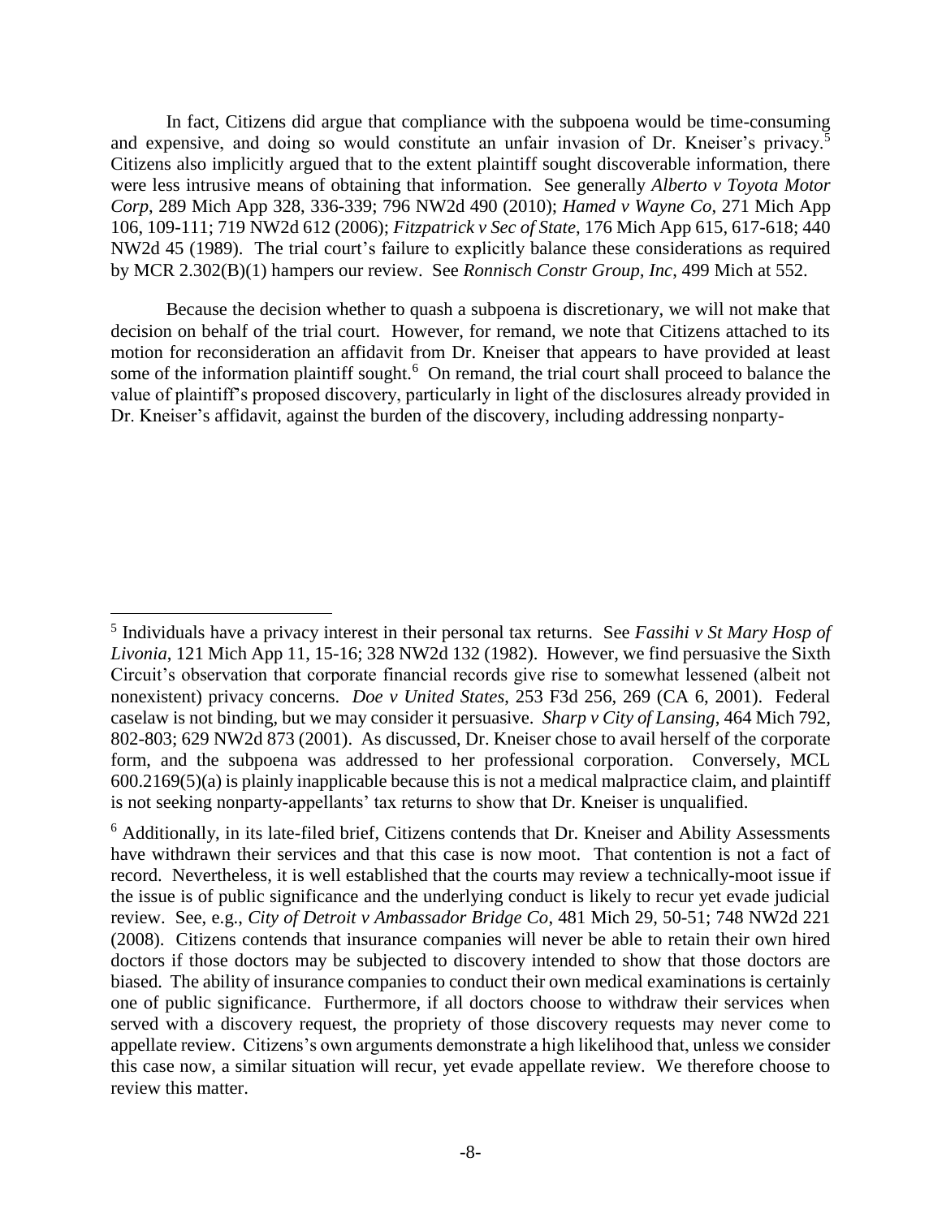In fact, Citizens did argue that compliance with the subpoena would be time-consuming and expensive, and doing so would constitute an unfair invasion of Dr. Kneiser's privacy.[5] Citizens also implicitly argued that to the extent plaintiff sought discoverable information, there were less intrusive means of obtaining that information. See generally *Alberto v Toyota Motor Corp*, 289 Mich App 328, 336-339; 796 NW2d 490 (2010); *Hamed v Wayne Co*, 271 Mich App 106, 109-111; 719 NW2d 612 (2006); *Fitzpatrick v Sec of State*, 176 Mich App 615, 617-618; 440 NW2d 45 (1989). The trial court's failure to explicitly balance these considerations as required by MCR 2.302(B)(1) hampers our review. See *Ronnisch Constr Group, Inc*, 499 Mich at 552.

Because the decision whether to quash a subpoena is discretionary, we will not make that decision on behalf of the trial court. However, for remand, we note that Citizens attached to its motion for reconsideration an affidavit from Dr. Kneiser that appears to have provided at least some of the information plaintiff sought.[6] On remand, the trial court shall proceed to balance the value of plaintiff's proposed discovery, particularly in light of the disclosures already provided in Dr. Kneiser's affidavit, against the burden of the discovery, including addressing nonparty-

---

[5] Individuals have a privacy interest in their personal tax returns. See *Fassihi v St Mary Hosp of Livonia*, 121 Mich App 11, 15-16; 328 NW2d 132 (1982). However, we find persuasive the Sixth Circuit's observation that corporate financial records give rise to somewhat lessened (albeit not nonexistent) privacy concerns. *Doe v United States*, 253 F3d 256, 269 (CA 6, 2001). Federal caselaw is not binding, but we may consider it persuasive. *Sharp v City of Lansing*, 464 Mich 792, 802-803; 629 NW2d 873 (2001). As discussed, Dr. Kneiser chose to avail herself of the corporate form, and the subpoena was addressed to her professional corporation. Conversely, MCL 600.2169(5)(a) is plainly inapplicable because this is not a medical malpractice claim, and plaintiff is not seeking nonparty-appellants' tax returns to show that Dr. Kneiser is unqualified.

[6] Additionally, in its late-filed brief, Citizens contends that Dr. Kneiser and Ability Assessments have withdrawn their services and that this case is now moot. That contention is not a fact of record. Nevertheless, it is well established that the courts may review a technically-moot issue if the issue is of public significance and the underlying conduct is likely to recur yet evade judicial review. See, e.g., *City of Detroit v Ambassador Bridge Co*, 481 Mich 29, 50-51; 748 NW2d 221 (2008). Citizens contends that insurance companies will never be able to retain their own hired doctors if those doctors may be subjected to discovery intended to show that those doctors are biased. The ability of insurance companies to conduct their own medical examinations is certainly one of public significance. Furthermore, if all doctors choose to withdraw their services when served with a discovery request, the propriety of those discovery requests may never come to appellate review. Citizens's own arguments demonstrate a high likelihood that, unless we consider this case now, a similar situation will recur, yet evade appellate review. We therefore choose to review this matter.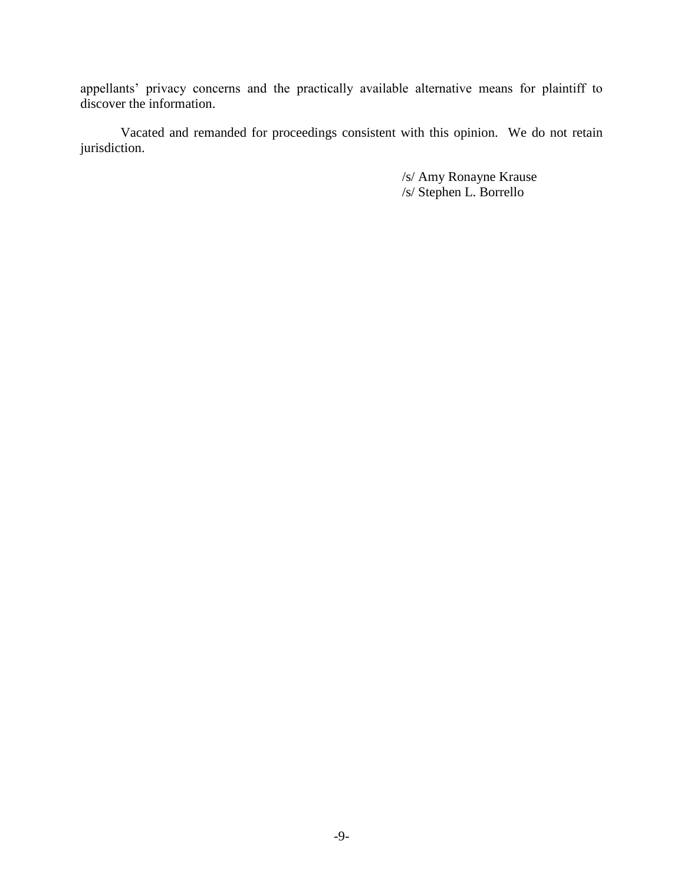appellants' privacy concerns and the practically available alternative means for plaintiff to discover the information.

Vacated and remanded for proceedings consistent with this opinion. We do not retain jurisdiction.

/s/ Amy Ronayne Krause
/s/ Stephen L. Borrello